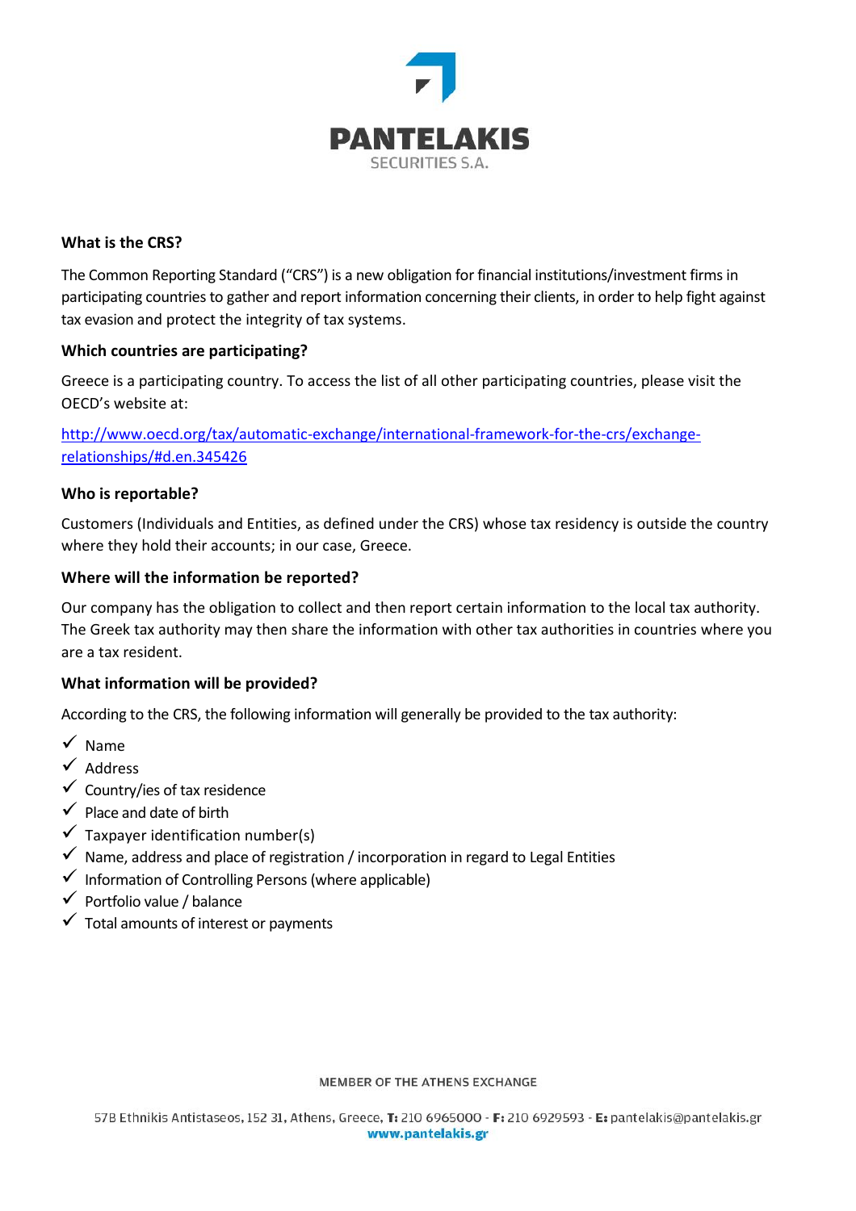PANTELAKIS
SECURITIES S.A.

### What is the CRS?

The Common Reporting Standard ("CRS") is a new obligation for financial institutions/investment firms in participating countries to gather and report information concerning their clients, in order to help fight against tax evasion and protect the integrity of tax systems.

### Which countries are participating?

Greece is a participating country. To access the list of all other participating countries, please visit the OECD's website at:

[http://www.oecd.org/tax/automatic-exchange/international-framework-for-the-crs/exchange-relationships/#d.en.345426](http://www.oecd.org/tax/automatic-exchange/international-framework-for-the-crs/exchange-relationships/#d.en.345426)

### Who is reportable?

Customers (Individuals and Entities, as defined under the CRS) whose tax residency is outside the country where they hold their accounts; in our case, Greece.

### Where will the information be reported?

Our company has the obligation to collect and then report certain information to the local tax authority. The Greek tax authority may then share the information with other tax authorities in countries where you are a tax resident.

### What information will be provided?

According to the CRS, the following information will generally be provided to the tax authority:

- ✓ Name
- ✓ Address
- ✓ Country/ies of tax residence
- ✓ Place and date of birth
- ✓ Taxpayer identification number(s)
- ✓ Name, address and place of registration / incorporation in regard to Legal Entities
- ✓ Information of Controlling Persons (where applicable)
- ✓ Portfolio value / balance
- ✓ Total amounts of interest or payments

MEMBER OF THE ATHENS EXCHANGE

57B Ethnikis Antistaseos, 152 31, Athens, Greece, T: 210 6965000 - F: 210 6929593 - E: pantelakis@pantelakis.gr
www.pantelakis.gr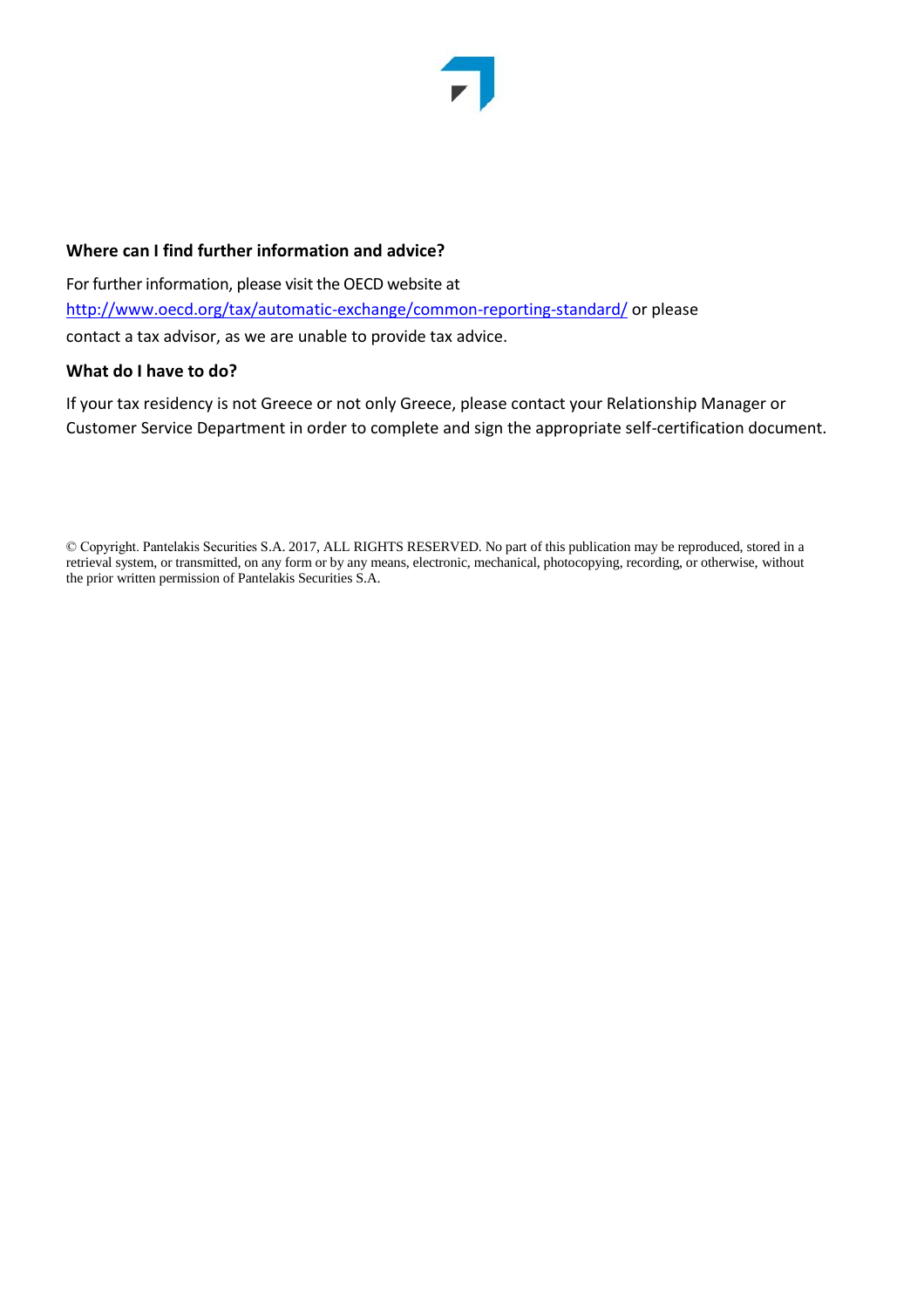## Where can I find further information and advice?

For further information, please visit the OECD website at [http://www.oecd.org/tax/automatic-exchange/common-reporting-standard/](http://www.oecd.org/tax/automatic-exchange/common-reporting-standard/) or please contact a tax advisor, as we are unable to provide tax advice.

## What do I have to do?

If your tax residency is not Greece or not only Greece, please contact your Relationship Manager or Customer Service Department in order to complete and sign the appropriate self-certification document.

© Copyright. Pantelakis Securities S.A. 2017, ALL RIGHTS RESERVED. No part of this publication may be reproduced, stored in a retrieval system, or transmitted, on any form or by any means, electronic, mechanical, photocopying, recording, or otherwise, without the prior written permission of Pantelakis Securities S.A.